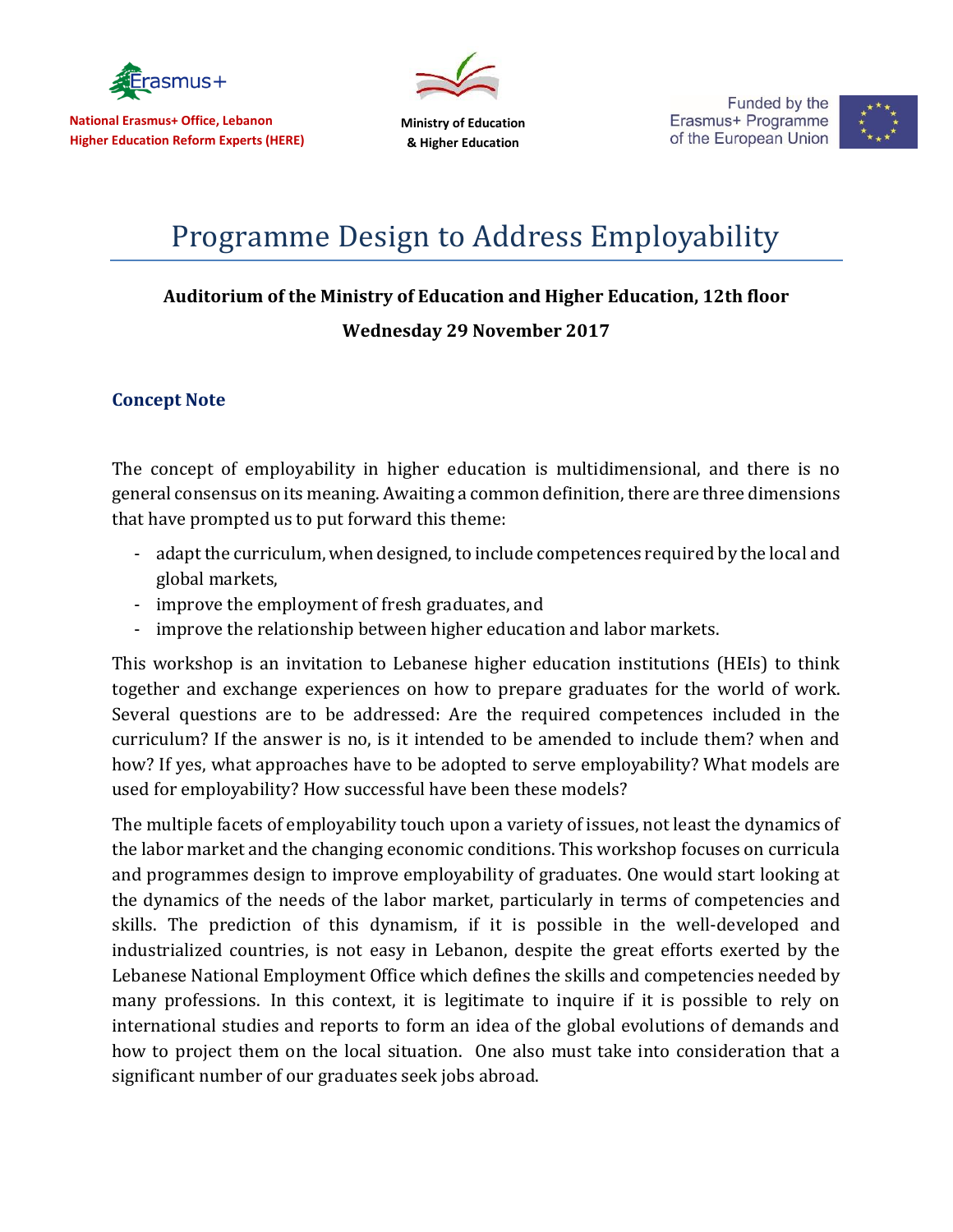National Erasmus+ Office, Lebanon
Higher Education Reform Experts (HERE)

Ministry of Education
& Higher Education

Funded by the
Erasmus+ Programme
of the European Union

# Programme Design to Address Employability

**Auditorium of the Ministry of Education and Higher Education, 12th floor**

**Wednesday 29 November 2017**

## Concept Note

The concept of employability in higher education is multidimensional, and there is no general consensus on its meaning. Awaiting a common definition, there are three dimensions that have prompted us to put forward this theme:

- adapt the curriculum, when designed, to include competences required by the local and global markets,
- improve the employment of fresh graduates, and
- improve the relationship between higher education and labor markets.

This workshop is an invitation to Lebanese higher education institutions (HEIs) to think together and exchange experiences on how to prepare graduates for the world of work. Several questions are to be addressed: Are the required competences included in the curriculum? If the answer is no, is it intended to be amended to include them? when and how? If yes, what approaches have to be adopted to serve employability? What models are used for employability? How successful have been these models?

The multiple facets of employability touch upon a variety of issues, not least the dynamics of the labor market and the changing economic conditions. This workshop focuses on curricula and programmes design to improve employability of graduates. One would start looking at the dynamics of the needs of the labor market, particularly in terms of competencies and skills. The prediction of this dynamism, if it is possible in the well-developed and industrialized countries, is not easy in Lebanon, despite the great efforts exerted by the Lebanese National Employment Office which defines the skills and competencies needed by many professions. In this context, it is legitimate to inquire if it is possible to rely on international studies and reports to form an idea of the global evolutions of demands and how to project them on the local situation. One also must take into consideration that a significant number of our graduates seek jobs abroad.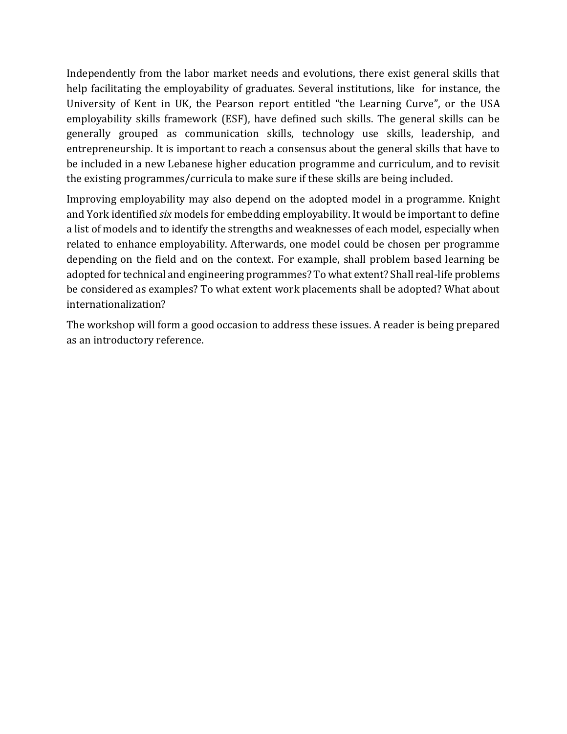Independently from the labor market needs and evolutions, there exist general skills that help facilitating the employability of graduates. Several institutions, like for instance, the University of Kent in UK, the Pearson report entitled "the Learning Curve", or the USA employability skills framework (ESF), have defined such skills. The general skills can be generally grouped as communication skills, technology use skills, leadership, and entrepreneurship. It is important to reach a consensus about the general skills that have to be included in a new Lebanese higher education programme and curriculum, and to revisit the existing programmes/curricula to make sure if these skills are being included.

Improving employability may also depend on the adopted model in a programme. Knight and York identified *six* models for embedding employability. It would be important to define a list of models and to identify the strengths and weaknesses of each model, especially when related to enhance employability. Afterwards, one model could be chosen per programme depending on the field and on the context. For example, shall problem based learning be adopted for technical and engineering programmes? To what extent? Shall real-life problems be considered as examples? To what extent work placements shall be adopted? What about internationalization?

The workshop will form a good occasion to address these issues. A reader is being prepared as an introductory reference.